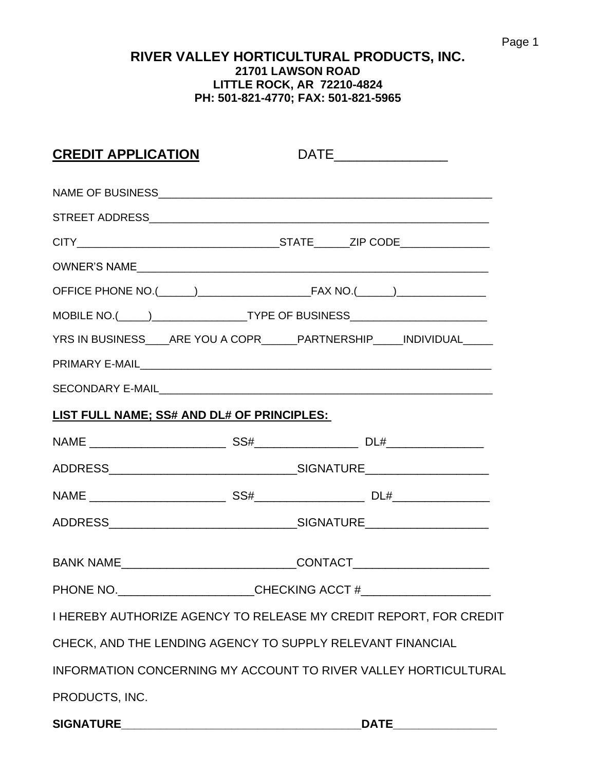**RIVER VALLEY HORTICULTURAL PRODUCTS, INC.**
**21701 LAWSON ROAD**
**LITTLE ROCK, AR 72210-4824**
**PH: 501-821-4770; FAX: 501-821-5965**

**CREDIT APPLICATION** DATE_______________

NAME OF BUSINESS_______________________________________________________

STREET ADDRESS_________________________________________________________

CITY_________________________________STATE______ZIP CODE_______________

OWNER'S NAME__________________________________________________________

OFFICE PHONE NO.(______)___________________FAX NO.(______)_______________

MOBILE NO.(_____)________________TYPE OF BUSINESS_______________________

YRS IN BUSINESS____ARE YOU A COPR______PARTNERSHIP_____INDIVIDUAL_____

PRIMARY E-MAIL__________________________________________________________

SECONDARY E-MAIL_______________________________________________________

**LIST FULL NAME; SS# AND DL# OF PRINCIPLES:**

NAME _____________________ SS#________________ DL#_______________

ADDRESS_____________________________SIGNATURE___________________

NAME _____________________ SS#_________________ DL#_______________

ADDRESS_____________________________SIGNATURE___________________

BANK NAME___________________________CONTACT_____________________

PHONE NO.____________________CHECKING ACCT #____________________

I HEREBY AUTHORIZE AGENCY TO RELEASE MY CREDIT REPORT, FOR CREDIT CHECK, AND THE LENDING AGENCY TO SUPPLY RELEVANT FINANCIAL INFORMATION CONCERNING MY ACCOUNT TO RIVER VALLEY HORTICULTURAL PRODUCTS, INC.

**SIGNATURE**_____________________________________**DATE**________________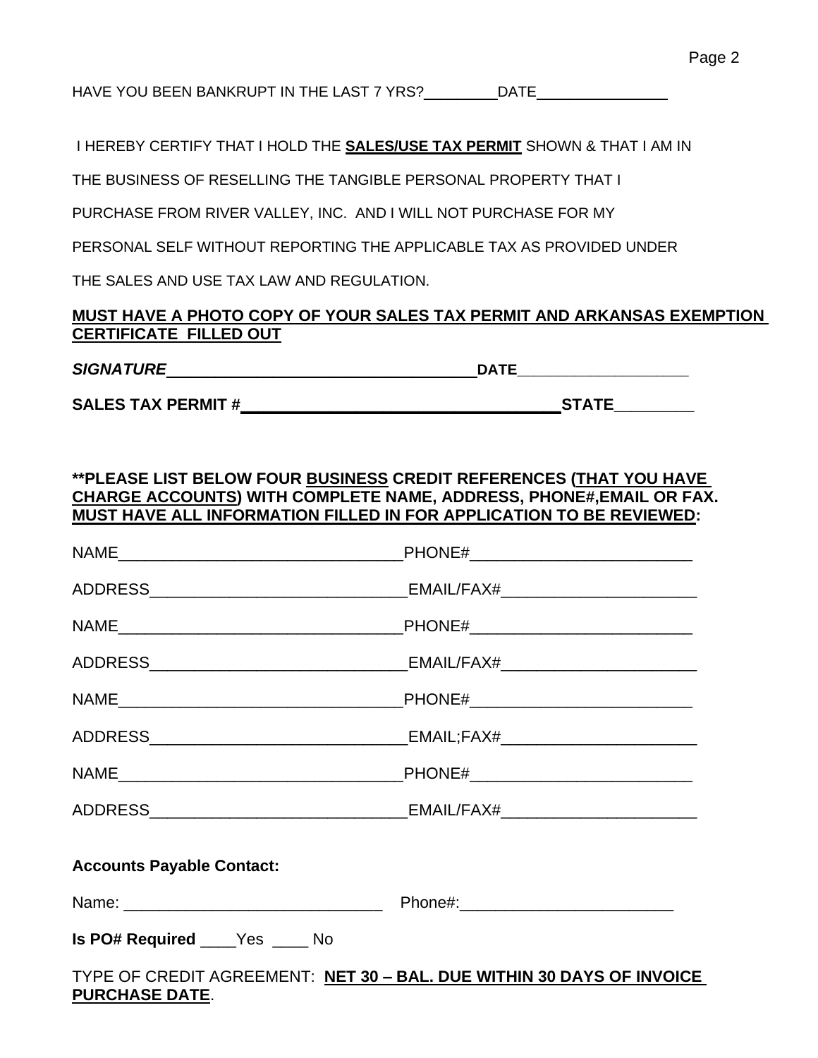HAVE YOU BEEN BANKRUPT IN THE LAST 7 YRS?_________ DATE________________

I HEREBY CERTIFY THAT I HOLD THE **SALES/USE TAX PERMIT** SHOWN & THAT I AM IN THE BUSINESS OF RESELLING THE TANGIBLE PERSONAL PROPERTY THAT I PURCHASE FROM RIVER VALLEY, INC. AND I WILL NOT PURCHASE FOR MY PERSONAL SELF WITHOUT REPORTING THE APPLICABLE TAX AS PROVIDED UNDER THE SALES AND USE TAX LAW AND REGULATION.

**MUST HAVE A PHOTO COPY OF YOUR SALES TAX PERMIT AND ARKANSAS EXEMPTION CERTIFICATE FILLED OUT**

***SIGNATURE***____________________________________ **DATE**____________________

**SALES TAX PERMIT #**____________________________________ **STATE**_________

**\*\*PLEASE LIST BELOW FOUR BUSINESS CREDIT REFERENCES (THAT YOU HAVE CHARGE ACCOUNTS) WITH COMPLETE NAME, ADDRESS, PHONE#,EMAIL OR FAX. MUST HAVE ALL INFORMATION FILLED IN FOR APPLICATION TO BE REVIEWED:**

NAME________________________________ PHONE#_________________________

ADDRESS_____________________________ EMAIL/FAX#______________________

NAME________________________________ PHONE#_________________________

ADDRESS_____________________________ EMAIL/FAX#______________________

NAME________________________________ PHONE#_________________________

ADDRESS_____________________________ EMAIL;FAX#______________________

NAME________________________________ PHONE#_________________________

ADDRESS_____________________________ EMAIL/FAX#______________________

**Accounts Payable Contact:**

Name: _____________________________ Phone#:________________________

**Is PO# Required** ____Yes ____ No

TYPE OF CREDIT AGREEMENT: **NET 30 – BAL. DUE WITHIN 30 DAYS OF INVOICE PURCHASE DATE**.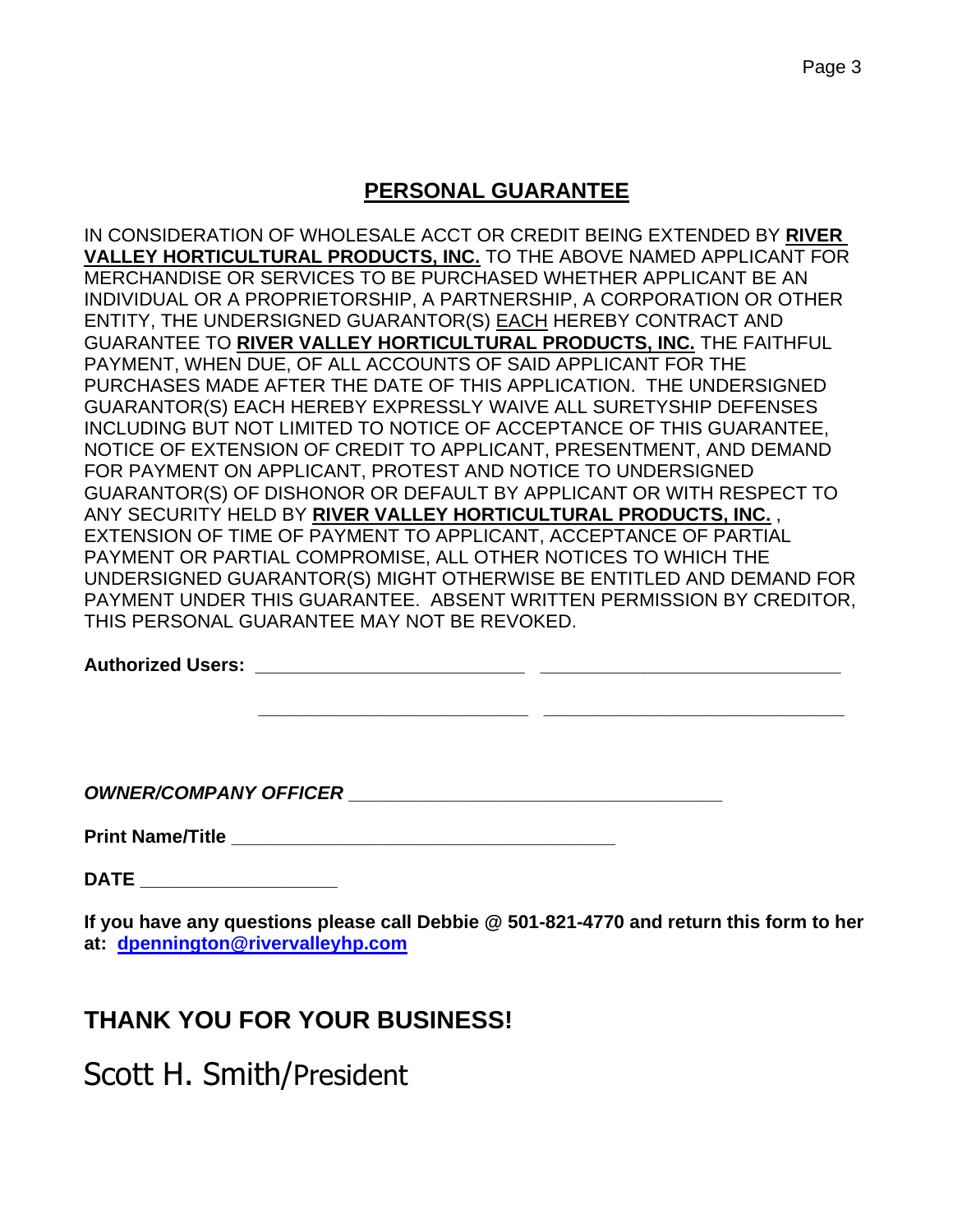## PERSONAL GUARANTEE

IN CONSIDERATION OF WHOLESALE ACCT OR CREDIT BEING EXTENDED BY **RIVER VALLEY HORTICULTURAL PRODUCTS, INC.** TO THE ABOVE NAMED APPLICANT FOR MERCHANDISE OR SERVICES TO BE PURCHASED WHETHER APPLICANT BE AN INDIVIDUAL OR A PROPRIETORSHIP, A PARTNERSHIP, A CORPORATION OR OTHER ENTITY, THE UNDERSIGNED GUARANTOR(S) EACH HEREBY CONTRACT AND GUARANTEE TO **RIVER VALLEY HORTICULTURAL PRODUCTS, INC.** THE FAITHFUL PAYMENT, WHEN DUE, OF ALL ACCOUNTS OF SAID APPLICANT FOR THE PURCHASES MADE AFTER THE DATE OF THIS APPLICATION. THE UNDERSIGNED GUARANTOR(S) EACH HEREBY EXPRESSLY WAIVE ALL SURETYSHIP DEFENSES INCLUDING BUT NOT LIMITED TO NOTICE OF ACCEPTANCE OF THIS GUARANTEE, NOTICE OF EXTENSION OF CREDIT TO APPLICANT, PRESENTMENT, AND DEMAND FOR PAYMENT ON APPLICANT, PROTEST AND NOTICE TO UNDERSIGNED GUARANTOR(S) OF DISHONOR OR DEFAULT BY APPLICANT OR WITH RESPECT TO ANY SECURITY HELD BY **RIVER VALLEY HORTICULTURAL PRODUCTS, INC.** , EXTENSION OF TIME OF PAYMENT TO APPLICANT, ACCEPTANCE OF PARTIAL PAYMENT OR PARTIAL COMPROMISE, ALL OTHER NOTICES TO WHICH THE UNDERSIGNED GUARANTOR(S) MIGHT OTHERWISE BE ENTITLED AND DEMAND FOR PAYMENT UNDER THIS GUARANTEE. ABSENT WRITTEN PERMISSION BY CREDITOR, THIS PERSONAL GUARANTEE MAY NOT BE REVOKED.

**Authorized Users:** __________________________ ______________________________

__________________________ ______________________________

***OWNER/COMPANY OFFICER*** ____________________________________

**Print Name/Title** _____________________________________

**DATE** ___________________

**If you have any questions please call Debbie @ 501-821-4770 and return this form to her at: dpennington@rivervalleyhp.com**

## THANK YOU FOR YOUR BUSINESS!

Scott H. Smith/President